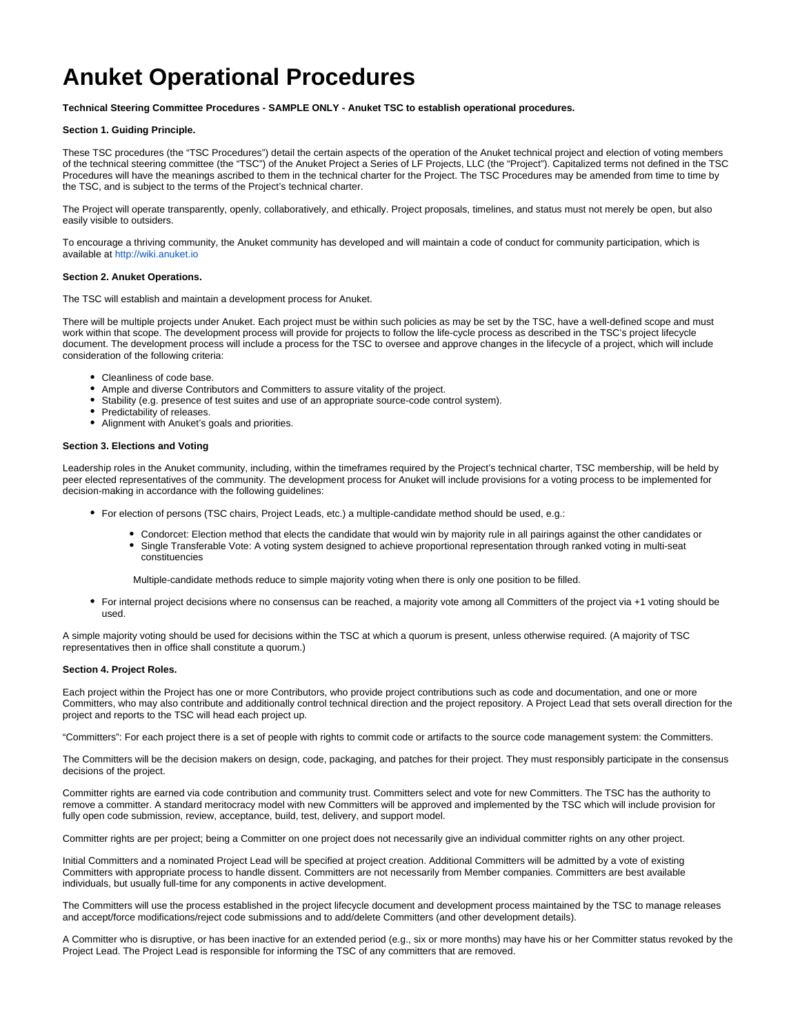# Anuket Operational Procedures

**Technical Steering Committee Procedures - SAMPLE ONLY - Anuket TSC to establish operational procedures.**

**Section 1. Guiding Principle.**

These TSC procedures (the "TSC Procedures") detail the certain aspects of the operation of the Anuket technical project and election of voting members of the technical steering committee (the "TSC") of the Anuket Project a Series of LF Projects, LLC (the "Project"). Capitalized terms not defined in the TSC Procedures will have the meanings ascribed to them in the technical charter for the Project. The TSC Procedures may be amended from time to time by the TSC, and is subject to the terms of the Project's technical charter.

The Project will operate transparently, openly, collaboratively, and ethically. Project proposals, timelines, and status must not merely be open, but also easily visible to outsiders.

To encourage a thriving community, the Anuket community has developed and will maintain a code of conduct for community participation, which is available at http://wiki.anuket.io

**Section 2. Anuket Operations.**

The TSC will establish and maintain a development process for Anuket.

There will be multiple projects under Anuket. Each project must be within such policies as may be set by the TSC, have a well-defined scope and must work within that scope. The development process will provide for projects to follow the life-cycle process as described in the TSC's project lifecycle document. The development process will include a process for the TSC to oversee and approve changes in the lifecycle of a project, which will include consideration of the following criteria:

- Cleanliness of code base.
- Ample and diverse Contributors and Committers to assure vitality of the project.
- Stability (e.g. presence of test suites and use of an appropriate source-code control system).
- Predictability of releases.
- Alignment with Anuket's goals and priorities.

**Section 3. Elections and Voting**

Leadership roles in the Anuket community, including, within the timeframes required by the Project's technical charter, TSC membership, will be held by peer elected representatives of the community. The development process for Anuket will include provisions for a voting process to be implemented for decision-making in accordance with the following guidelines:

- For election of persons (TSC chairs, Project Leads, etc.) a multiple-candidate method should be used, e.g.:
  - Condorcet: Election method that elects the candidate that would win by majority rule in all pairings against the other candidates or
  - Single Transferable Vote: A voting system designed to achieve proportional representation through ranked voting in multi-seat constituencies

  Multiple-candidate methods reduce to simple majority voting when there is only one position to be filled.

- For internal project decisions where no consensus can be reached, a majority vote among all Committers of the project via +1 voting should be used.

A simple majority voting should be used for decisions within the TSC at which a quorum is present, unless otherwise required. (A majority of TSC representatives then in office shall constitute a quorum.)

**Section 4. Project Roles.**

Each project within the Project has one or more Contributors, who provide project contributions such as code and documentation, and one or more Committers, who may also contribute and additionally control technical direction and the project repository. A Project Lead that sets overall direction for the project and reports to the TSC will head each project up.

"Committers": For each project there is a set of people with rights to commit code or artifacts to the source code management system: the Committers.

The Committers will be the decision makers on design, code, packaging, and patches for their project. They must responsibly participate in the consensus decisions of the project.

Committer rights are earned via code contribution and community trust. Committers select and vote for new Committers. The TSC has the authority to remove a committer. A standard meritocracy model with new Committers will be approved and implemented by the TSC which will include provision for fully open code submission, review, acceptance, build, test, delivery, and support model.

Committer rights are per project; being a Committer on one project does not necessarily give an individual committer rights on any other project.

Initial Committers and a nominated Project Lead will be specified at project creation. Additional Committers will be admitted by a vote of existing Committers with appropriate process to handle dissent. Committers are not necessarily from Member companies. Committers are best available individuals, but usually full-time for any components in active development.

The Committers will use the process established in the project lifecycle document and development process maintained by the TSC to manage releases and accept/force modifications/reject code submissions and to add/delete Committers (and other development details).

A Committer who is disruptive, or has been inactive for an extended period (e.g., six or more months) may have his or her Committer status revoked by the Project Lead. The Project Lead is responsible for informing the TSC of any committers that are removed.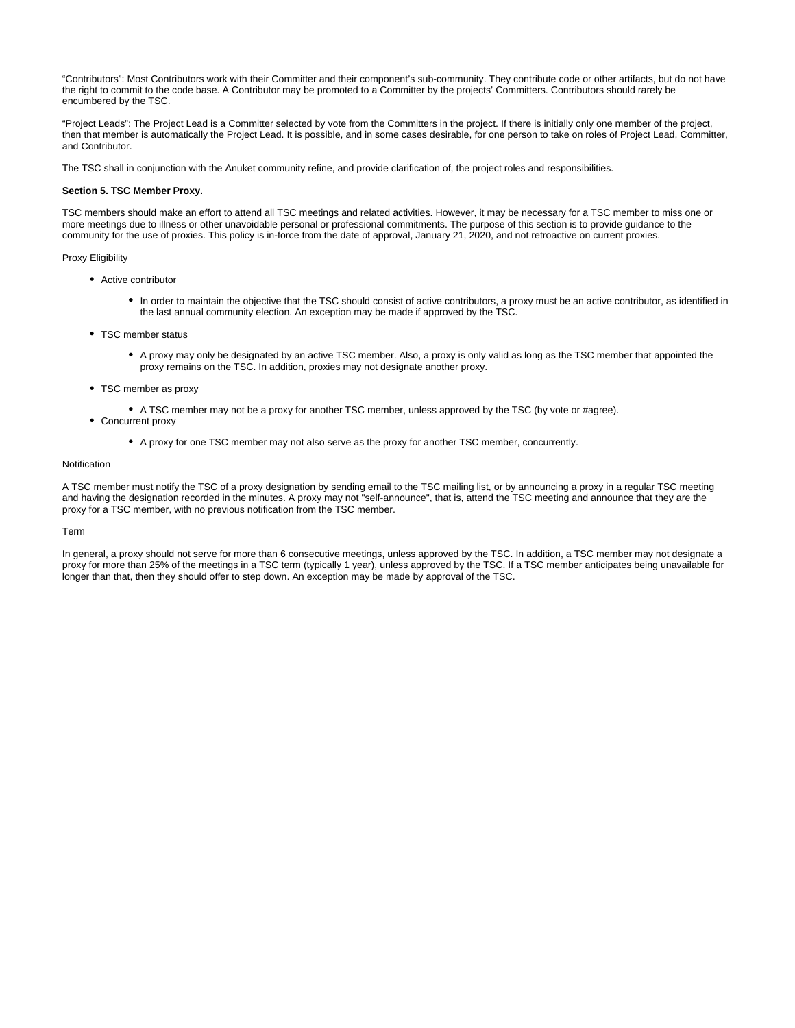“Contributors”: Most Contributors work with their Committer and their component’s sub-community. They contribute code or other artifacts, but do not have the right to commit to the code base. A Contributor may be promoted to a Committer by the projects’ Committers. Contributors should rarely be encumbered by the TSC.

“Project Leads”: The Project Lead is a Committer selected by vote from the Committers in the project. If there is initially only one member of the project, then that member is automatically the Project Lead. It is possible, and in some cases desirable, for one person to take on roles of Project Lead, Committer, and Contributor.

The TSC shall in conjunction with the Anuket community refine, and provide clarification of, the project roles and responsibilities.

**Section 5. TSC Member Proxy.**

TSC members should make an effort to attend all TSC meetings and related activities. However, it may be necessary for a TSC member to miss one or more meetings due to illness or other unavoidable personal or professional commitments. The purpose of this section is to provide guidance to the community for the use of proxies. This policy is in-force from the date of approval, January 21, 2020, and not retroactive on current proxies.

Proxy Eligibility

- Active contributor
  - In order to maintain the objective that the TSC should consist of active contributors, a proxy must be an active contributor, as identified in the last annual community election. An exception may be made if approved by the TSC.
- TSC member status
  - A proxy may only be designated by an active TSC member. Also, a proxy is only valid as long as the TSC member that appointed the proxy remains on the TSC. In addition, proxies may not designate another proxy.
- TSC member as proxy
  - A TSC member may not be a proxy for another TSC member, unless approved by the TSC (by vote or #agree).
- Concurrent proxy
  - A proxy for one TSC member may not also serve as the proxy for another TSC member, concurrently.

Notification

A TSC member must notify the TSC of a proxy designation by sending email to the TSC mailing list, or by announcing a proxy in a regular TSC meeting and having the designation recorded in the minutes. A proxy may not "self-announce", that is, attend the TSC meeting and announce that they are the proxy for a TSC member, with no previous notification from the TSC member.

Term

In general, a proxy should not serve for more than 6 consecutive meetings, unless approved by the TSC. In addition, a TSC member may not designate a proxy for more than 25% of the meetings in a TSC term (typically 1 year), unless approved by the TSC. If a TSC member anticipates being unavailable for longer than that, then they should offer to step down. An exception may be made by approval of the TSC.